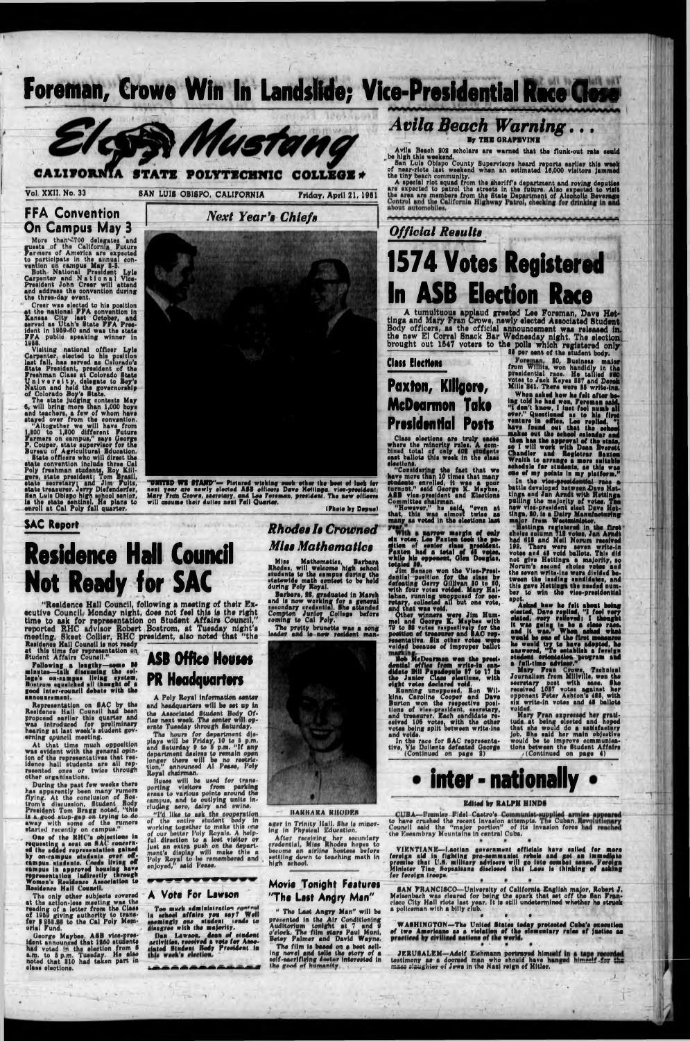# Foreman, Crowe Win In Landslide; Vice-Presidential Race Close

# El Mustang

**CALIFORNIA STATE POLYTECHNIC COLLEGE**

Vol. XXII, No. 33 — SAN LUIS OBISPO, CALIFORNIA — Friday, April 21, 1961

## FFA Convention On Campus May 3

More than 700 delegates and guests of the California Future Farmers of America are expected to participate in the annual convention on campus May 3-5.

Both National President Lyle Carpenter and National Vice-President John Creer will attend and address the convention during the three-day event.

Creer was elected to his position at the national FFA convention in Kansas City last October, and served as Utah's State FFA President in 1959-60 and was the state FFA public speaking winner in 1958.

Visiting national officer Lyle Carpenter, elected to his position last fall, has served as Colorado's State President, president of the Freshman Class at Colorado State University, delegate to Boy's Nation and held the governorship of Colorado Boy's State.

The state judging contests May 6, will bring more than 1,000 boys and teachers, a few of whom have stayed over from the convention.

"Altogether we will have from 1,300 to 1,800 different Future Farmers on campus," says George P. Couper, state supervisor for the Bureau of Agricultural Education.

State officers who will direct the state convention include three Cal Poly freshman students, Roy Killgore, state president; Tom Brazil, state secretary; and Jim Fultz, state treasurer. Jerry Diefenderfer, San Luis Obispo high school senior, is the state sentinel. He plans to enroll at Cal Poly fall quarter.

## Next Year's Chiefs

"UNITED WE STAND"— Pictured wishing each other the best of luck for next year are newly elected ASB officers Dave Hettinga, vice-president; Mary Fran Crowe, secretary, and Lee Foreman, president. The new officers will assume their duties next Fall Quarter. (Photo by Depue)

## Avila Beach Warning . . .

**By THE GRAPEVINE**

Avila Beach 302 scholars are warned that the flunk-out rate could be high this weekend.

San Luis Obispo County Supervisors heard reports earlier this week of near-riots last weekend when an estimated 16,000 visitors jammed the tiny beach community.

A special riot squad from the sheriff's department and roving deputies are expected to patrol the streets in the future. Also expected to visit the area are members from the State Department of Alcoholic Beverage Control and the California Highway Patrol, checking for drinking in and about automobiles.

*Official Results*

# 1574 Votes Registered In ASB Election Race

A tumultuous applaud greeted Lee Foreman, Dave Hettinga and Mary Fran Crowe, newly elected Associated Student Body officers, as the official announcement was released in the new El Corral Snack Bar Wednesday night. The election brought out 1547 voters to the polls which registered only 35 per cent of the student body.

Foreman, 20, Business major from Willits, won handily in the presidential race. He tallied 980 votes to Jack Keyes 357 and Derek Mills 241. There were 15 write-ins.

When asked how he felt after being told he had won, Foreman said, "I don't know, I just feel numb all over." Questioned as to his first venture in office, Lee replied, "I have found out that the school makes out the school calendar and then has the approval of the state, so I will work with Dean Everett Chandler and Registrar Barton Wraith to arrange a more suitable schedule for students, as this was one of my points in my platform."

In the vice-presidential race a battle developed between Dave Hettinga and Jan Arndt with Hettinga pulling the majority of votes. The new vice-president elect Dave Hettinga, 20, is a Dairy Manufacturing major from Westminster.

Hettinga registered in the first choice column 718 votes, Jan Arndt had 618 and Neil Norum received 199. There were seven write-in votes and 43 void ballots. This did not give Hettinga a majority, so Norum's second choice votes and the seven write-ins were divided between the leading candidates, and this gave Hettinga the needed number to win the vice-presidential spot.

Asked how he felt about being elected, Dave replied, "I feel very pleased, very relieved; I thought it was going to be a close race, and it was." When asked what would be one of the first measures he would try to have adopted, he answered, "To establish a foreign student orientation program and a full-time advisor."

Mary Fran Crowe, Technical Journalism from Millville, won the secretary post with ease. She received 1057 votes against her opponent Peter Ashton's 468, with six write-in votes and 48 ballots voided.

Mary Fran expressed her gratitude at being elected and hoped that she would do a satisfactory job. She said her main objective would be to improve communications between the Student Affairs (Continued on page 4)

## Class Elections

# Paxton, Killgore, McDearmon Take Presidential Posts

Class elections are truly cases where the minority rules. A combined total of only 408 students cast ballots this week in the class elections.

"Considering the fact that we have more than 10 times that many students enrolled, it was a poor turnout," said George K. Maybee, ASB vice-president and Elections Committee chairman.

"However," he said, "even at that, this was almost twice as many as voted in the elections last year."

With a narrow margin of only six votes, Lee Paxton took the position of senior class president. Paxton had a total of 45 votes, while his opponent, Glen Douglas, totaled 39.

Jim Benson won the Vice-Presidential position for the class by defeating Garry Gillivan 50 to 80, with four votes voided. Mary Hallahan, running unopposed for secretary, collected all but one vote, and that was void.

Other winners were Jim Hummel and George K. Maybee with 79 to 88 votes respectively for the position of treasurer and SAC representative. Six other votes were voided because of improper ballot marking.

Jim McDearmon won the presidential office from write-in candidate Bill Papadopulo 87 to 17 in the Junior Class elections, with eight votes declared void.

Running unopposed, Ron Wilkins, Caroline Cooper and Dave Burton won the respective positions of vice-president, secretary, and treasurer. Each candidate received 105 votes, with the other votes being split between write-ins and voids.

In the race for SAC representative, Vic Dollente defeated George (Continued on page 2)

## SAC Report

# Residence Hall Council Not Ready for SAC

"Residence Hall Council, following a meeting of their Executive Council, Monday night, does not feel this is the right time to ask for representation on Student Affairs Council," reported RHC advisor Robert Bostrom, at Tuesday night's meeting. Skeet Collier, RHC president, also noted that "the Residence Hall Council is not ready at this time for representation on Student Affairs Council."

Following a lengthy—some 30 minutes—talk discussing the college's on-campus living system, Bostrom squelched all thought of a good inter-council debate with the announcement.

Representation on SAC by the Residence Hall Council had been proposed earlier this quarter and was introduced for preliminary hearing at last week's student governing council meeting.

At that time much opposition was evident with the general opinion of the representatives that residence hall students are all represented once or twice through other organizations.

During the past few weeks there has apparently been many rumors flying. At the conclusion of Bostrom's discussion, Student Body President Tom Bragg noted, "this is a good stop-gap on trying to do away with some of the rumors started recently on campus."

One of the RHC's objections in requesting a seat on SAC concerned the added representation gained by on-campus students over off-campus students. Coeds living off campus in approved housing have representation indirectly through Women's Residence Association to Residence Hall Council.

The only other subjects covered at the action-less meeting was the reading of a letter from the Class of 1959 giving authority to transfer $ 253.25 to the Cal Poly Memorial Fund.

George Maybee, ASB vice-president announced that 1550 students had voted in the election from 8 a.m. to 5 p.m. Tuesday. He also noted that 310 had taken part in class elections.

## ASB Office Houses PR Headquarters

A Poly Royal information center and headquarters will be set up in the Associated Student Body Office next week. The center will operate Tuesday through Saturday.

The hours for department displays will be Friday, 10 to 5 p.m. and Saturday 9 to 5 p.m. "If any department desires to remain open longer there will be no restriction," announced Al Pease, Poly Royal chairman.

Buses will be used for transporting visitors from parking areas to various points around the campus, and to outlying units including aero, dairy and swine.

"I'd like to ask the cooperation of the entire student body in working together to make this one of our better Poly Royals. A helpful direction to a lost visitor or just an extra push on the department's display will make this a Poly Royal to be remembered and enjoyed," said Pease.

## A Vote For Lawson

*Too much administration control in student affairs you say? Well seemingly one student tends to disagree with the majority.*

*Dan Lawson, dean of student activities, received a vote for Associated Student Body President in this week's election.*

## Rhodes Is Crowned Miss Mathematics

Miss Mathematics, Barbara Rhodes, will welcome high school students to the campus during the statewide math contest to be held during Poly Royal.

Barbara, 22, graduated in March and is now working for a general secondary credential. She attended Compton Junior College before coming to Cal Poly.

The pretty brunette was a song leader and is now resident manager in Trinity Hall. She is minoring in Physical Education.

After receiving her secondary credential, Miss Rhodes hopes to become an airline hostess before settling down to teaching math in high school.

BARBARA RHODES

## Movie Tonight Features "The Last Angry Man"

"The Last Angry Man" will be presented in the Air Conditioning Auditorium tonight at 7 and 9 o'clock. The film stars Paul Muni, Betsy Palmer and David Wayne.

The film is based on a best selling novel and tells the story of a self-sacrificing doctor interested in the good of humanity.

## • inter - nationally •

**Edited by RALPH HINDS**

CUBA—Premier Fidel Castro's Communist-supplied armies appeared to have crushed the recent invasion attempts. The Cuban Revolutionary Council said the "major portion" of its invasion force had reached the Escambray Mountains in central Cuba.

VIENTIANE—Laotian government officials have called for more foreign aid in fighting pro-communist rebels and got an immediate promise that U.S. military advisers will go into combat zones. Foreign Minister Tiao Sopsaisana disclosed that Laos is thinking of asking for foreign troops.

SAN FRANCISCO—University of California English major, Robert J. Meisenbach was cleared for being the spark that set off the San Francisco City Hall riots last year. It is still undetermined whether he struck a policeman with a billy club.

WASHINGTON—The United States today protested Cuba's execution of two Americans as a violation of the elementary rules of justice as practiced by civilized nations of the world.

JERUSALEM—Adolf Eichmann portrayed himself in a tape recorded testimony as a doomed man who should have hanged himself for the mass slaughter of Jews in the Nazi reign of Hitler.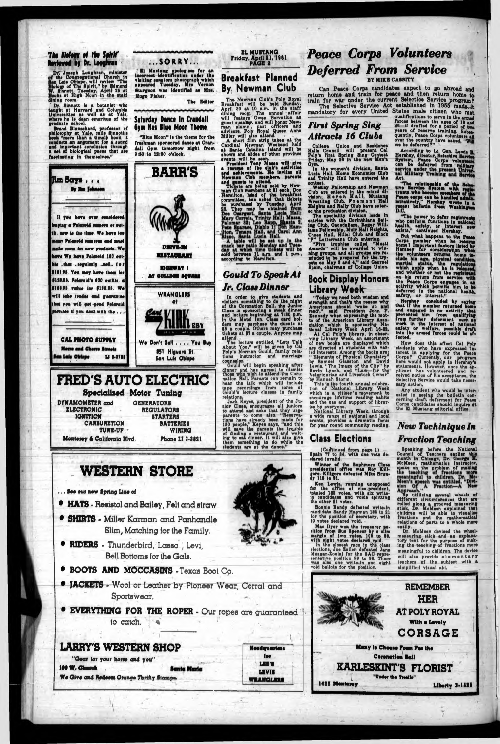## 'The Biology of the Spirit' Reviewed by Dr. Loughran

Dr. Joseph Loughran, minister of the Congregational Church in San Luis Obispo, will review "The Biology of The Spirit," by Edmond W. Sinnott, Tuesday, April 25 at Books at High Noon in the staff dining room.

Dr. Sinnott is a botanist who taught at Harvard and Columbia Universities as well as at Yale, where he is dean emeritus of the graduate school.

Brand Blanschard, professor of philosophy at Yale, calls Sinnott's book "more than a timely book, it conducts an argument for a sound and important conclusion through a set of biological pages that are fascinating in themselves."

## ...SORRY...

El Mustang apologizes for an incorrect identification under the visiting senators photograph which appeared Tuesday. Mrs. Vernon Sturgeon was identified as Mrs. Hugo Fisher.

The Editor

## Saturday Dance In Crandall Gym Has Blue Moon Theme

"Blue Moon" is the theme for the freshman sponsored dance at Crandall Gym tomorrow night from 9:30 to 12:30 o'clock.

## Jim Says . . .

By Jim Johnson

If you have ever considered buying a Polaroid camera or outfit, now is the time. We have too many Polaroid cameras and must make room for new products. We have We have Polaroid 150 outfits ...that ...regularly ...sell... for $161.95. You may have them for $129.95. Polaroid's 800 outfits, a $186.95 value for $139.95. We will take trades and guarantee that you will get good Polaroid pictures if you deal with the . . .

**CAL PHOTO SUPPLY**
Morro and Chorro Streets
San Luis Obispo LI 3-3705

**BARR'S**

DRIVE-IN RESTAURANT

HIGHWAY 1 AT COLLEGE SQUARE

**WRANGLERS at Carl KIRKEBY**

We Don't Sell . . . . You Buy

851 Higuera St. San Luis Obispo

## FRED'S AUTO ELECTRIC

Specialized Motor Tuning

| | |
|---|---|
| DYNAMOMETER and ELECTRONIC IGNITION CARBURETION TUNE-UP | GENERATORS REGULATORS STARTERS BATTERIES WIRING |
| Monterey & California Blvd. | Phone LI 3-3821 |

# WESTERN STORE

. . . See our new Spring Line of

- **HATS** - Resistol and Bailey, Felt and straw
- **SHIRTS** - Miller Karman and Panhandle Slim, Matching for the Family.
- **RIDERS** - Thunderbird, Lasso, Levi, Bell Bottoms for the Gals.
- **BOOTS AND MOCCASINS** - Texas Boot Co.
- **JACKETS** - Wool or Leather by Pioneer Wear, Corral and Sportswear.
- **EVERYTHING FOR THE ROPER** - Our ropes are guaranteed to catch.

## LARRY'S WESTERN SHOP

"Gear for your horse and you"

199 W. Church Santa Maria

We Give and Redeem Orange Thrifty Stamps.

Headquarters for LEE'S LEVIS WRANGLERS

EL MUSTANG
Friday, April 21, 1961

## Breakfast Planned By Newman Club

The Newman Club's Poly Royal Breakfast will be held Sunday, April 30 at 10 a.m. in the staff dining room. The annual affair will feature Owen Servatius as guest speaker, and will honor Newman alumni, past officers and advisors. Poly Royal Queen Anne Miller will also attend.

A short film strip taken at the Cardinal Newman Weekend held at Santa Catalina Island will be shown and slides of other province events will be seen.

President Tony Massa will give a resume of the club's activities and achievements. He invites all Newman Club members, parents and guests to attend.

Tickets are being sold by Newman Club members at $1 each. Don Hamilton, head of the breakfast committee, has asked that tickets be purchased by Tuesday, April 25. They may be obtained from Dee Quaregni, Santa Lucia Hall; Mary Correia, Trinity Hall; Massa, Palomar 22; Leo Rapp, Shasta 8; Pete Sparaco, Diablo 17; Don Hamilton, Tenaya Hall, and Carol Ann Rizzo, Santa Lucia Hall.

A table will be set up in the snack bar patio Monday and Tuesday at which time tickets will be sold between 11 a.m. and 1 p.m., according to Hamilton.

## Gould To Speak At Jr. Class Dinner

In order to give students and visitors something to do the night of the Coronation Ball, the Junior Class is sponsoring a steak dinner and lecture beginning at 7:30 p.m. in the Motel Inn. Class card holders may purchase the ducats at $5 a couple. Others may purchase tickets at $7 a couple. Anyone may attend.

The lecture entitled, "Lets Talk About You," will be given by Cal Poly's Norman Gould, family relations instructor and marriage counselor.

Gould will begin speaking after dinner and has agreed to dismiss those who wish to attend the Coronation Ball. Parents can remain to hear the talk which will include tape recordings from some of Gould's lecture classes in family relations.

Jack Keyes, president of the Junior Class, encourages all juniors to attend and asks that they urge parents to come also. "Reservations have already been made for 150 people," Keyes says, "and this will save the parents the trouble of finding a restaurant and waiting to eat dinner. It will also give them something to do while the students are at the dance."

# Peace Corps Volunteers Deferred From Service

BY MIKE CASSITY

Can Peace Corps candidates expect to go abroad and return home and train for peace and then return home to train for war under the current Selective Service program?

The Selective Service Act established in 1955 made it mandatory for every United States male citizen who met qualifications to serve in the armed forces between the ages of 18 and 26—if drafted for a period of two years of reserve training. Subsequently, Peace Corps volunteers all over the country have asked, "Will we be deferred?"

According to Lt. Gen. Lewis B. Hershey, director, Selective Service System, Peace Corps volunteers can be deferred from military service under the present Universal Military Training and Service Act.

"The relationship of the Selective Service System with registrants who become members of the Peace corps can be handled administratively," Hershey wrote in a recent bulletin from Washington D.C.

"The power to defer registrants who perform functions in national health, safety, or interest now exists," continued Hershey.

But what happens to the Peace Corps member when he returns home? Important factors listed by Hershey for consideration when the volunteers return home include his age, physical condition, marital status, the regulations which apply when he is released, and whether or not the registrant on his return from service with the Peace Corps engages in an activity which permits him to be deferred in the national health, safety, or interest."

Hershey concluded by saying that if the member returned home and engaged in no activity that prevented him from qualifying from further deferment such as work in the interest of national safety or welfare, possible draft into the armed forces could be affected.

How does this affect Cal Poly students who have expressed interest in applying for the Peace Corps? Currently, our program here would not apply to Hershey's statements. However, once the applicant has volunteered and received notice of his acceptance, the Selective Service would take necessary action.

Any student who would be interested in seeing the bulletin concerning draft deferment for Peace Corps candidates should inquire at the El Mustang editorial office.

## First Spring Sing Attracts 16 Clubs

College Union and Residence Halls Council will present Cal Poly's first Spring Sing Contest Friday, May 26 in the new Men's Gym.

In the women's division, Santa Lucia Hall, Home Economics Club and Trinity Hall have entered the contest.

Wesley Fellowship and Newman Club are entered in the mixed division; Heron Hall, Mustang Wrestling Club, Fremont Hall Heights and Rally Club have entered the production division.

The specialty division leads in entries with the Corinthians Sailing Club, Gaudaliers, Roger Williams Fellowship, Muir Hall Heights, Chase Hall, Hillel Club and Block "P" Lettermans Club entering.

"Five trophies called "Musti Awards" will be awarded to winning groups, and all groups are reminded to be prepared for the tryouts on May 3 and 4," said Georne Spain, chairman of College Union.

## Book Display Honors Library Week

"Today we need both wisdom and strength and that's the reason why Americans should 'wake up and read'!" said President John F. Kennedy when expressing the motto of the American Library Association which is sponsoring National Library Week April 16-22.

At Cal Poly's library, in observing Library Week, an assortment of new books are displayed which are directed at students with varied interests. Among the books are: " Elements of Physical Chemistry" by Samuel Glasston and David Lewis, "The Image of the City" by Kevin Lynch, and "Law—for the Veterinarian and Livestock Owner" by Hannah Storm.

This is the fourth annual celebration of National Library Week which is a citizen's movement to encourage lifetime reading habits and the use and support of libraries by everyone.

National Library Week, through a wide range of national and local events, provides a dramatic focus for year round community reading.

## Class Elections

(Continued from page 1)

Spain 77 to 34, with one vote declared invalid.

Winner of the Sophmore Class presidential office was Roy Killgore. Killgore defeated Mike Brundy 118 to 91.

Ken Lewis, running unopposed for the office of vice-president, totaled 188 votes, with six write-in candidates and voids splitting the other 31 votes.

Bonnie Bandy defeated write-in candidate Sandy Hayman 188 to 21 for the position of secretary, with 10 votes declared void.

Mae Dyer won the treasurer position from Sue Spencer by a slim margin of two votes, 100 to 98, with eight votes declared void.

In the closest race in the class elections, Joe Eallen defeated Jane Mossa-Zoulal for the SAC representative position 99 to 98. There was also one write-in and eight void ballots for the position.

## New Techinique In Fraction Teaching

Speaking before the National Council of Teachers earlier this month in Chicago, Dr. George E. McMeen, mathematics instructor, spoke on the problem of making the teaching of fractions more meaningful to children. Dr. McMeen's speech was entitled, "Division Of A Fraction—A New Approach."

By utilizing several wheels of different circumferences that are rolled along a grooved measuring stick, Dr. McMeen explained that children will be able to visualize fractions and the mathematical relations of parts to a whole more easily.

Dr. McMeen devised the wheel-measuring stick and an explanatory text for the purpose of making the teaching of fractions more meaningful to children. The device will also provide elementary teachers of the subject with a simplified visual aid.

**REMEMBER HER AT POLY ROYAL**
With a Lovely **CORSAGE**

Many to Choose From For the Coronation Ball

**KARLESKINT'S FLORIST**
"Under the Trellis"

1422 Monterey Liberty 3-1125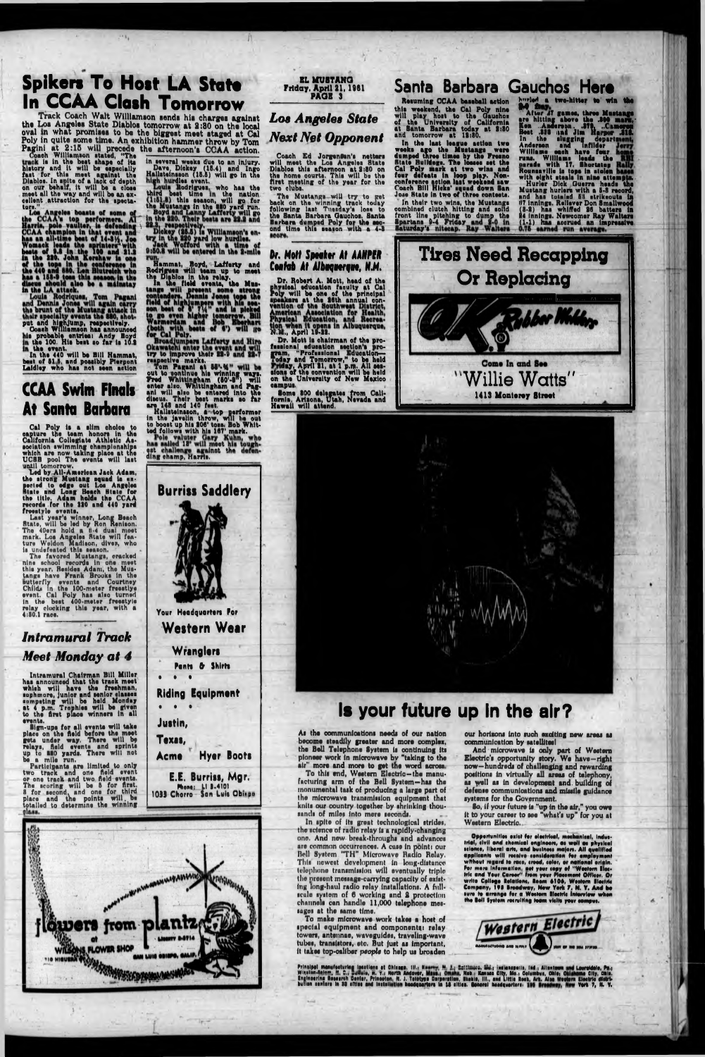EL MUSTANG
Friday, April 21, 1961

# Spikers To Host LA State In CCAA Clash Tomorrow

Track Coach Walt Williamson sends his charges against the Los Angeles State Diablos tomorrow at 2:30 on the local oval in what promises to be the biggest meet staged at Cal Poly in quite some time. An exhibition hammer throw by Tom Pagini at 2:15 will precede the afternoon's CCAA action.

Coach Williamson stated, "The track is in the best shape of its history and it will be especially fast for this meet against the Diablos. In spite of a lack of depth on our behalf, it will be a close meet all the way and will be an excellent attraction for the spectators."

Los Angeles boasts of some of the CCAA's top performers. Al Harris, pole vaulter, is defending CCAA champion in that event and has an all-time best of 14-3½. Joe Womack leads the sprinters with bests of 9.8 in the 100 and 21.3 in the 220. John Kershaw is one of the tops in the conference in the 440 and 880. Lon Blutreich who has a 155-9 toss this season in the discus should also be a mainstay in the LA attack.

Louie Rodriquez, Tom Pagani and Dennis Jones will again carry the brunt of the Mustang attack in their specialty events the 880, shotput and highjump, respectively.

Coach Williamson has announced his probable entries: Andy Boyd in the 100. His best so far is 10.3 in the event.

In the 440 will be Bill Hammat, best of 51.8, and possibly Pierpont Laidley who has not seen action in several weeks due to an injury.

Dave Dickey (15.4) and Ingo Hallsteinsson (15.5) will go in the high hurdles event.

Louie Rodriguez, who has the third best time in the nation (1:51.8) this season, will go for the Mustangs in the 880 yard run.

Boyd and Lanny Lafferty will go in the 220. Their bests are 22.8 and 23.3, respectively.

Dickey (25.5) is Williamson's entry in the 220 yard low hurdles.

Jack Wofford with a time of 9:50.8 will be entered in the 2-mile run.

Hammat, Boyd, Lafferty and Rodriguez will team up to meet the Diablos in the relay.

In the field events, the Mustangs will present some strong contenders. Dennis Jones tops the field of highjumpers with his season best of 6' 7¼" and is picked to go even higher tomorrow. Bill Wilmerson and Bob Shorters (both with bests of 6') will go for Cal Poly.

Broadjumpers Lafferty and Hiro Okamatchi enter the event and will try to improve their 22-9 and 22-7 respective marks.

Tom Pagani at 55'-4" will be out to continue his winning ways. Fred Whittingham (50'-2") will enter also. Whittingham and Pagani will also be entered into the discus. Their best marks so far are 148 and 140 feet.

Hallsteinsson, a top performer in the javelin throw, will be out to boost up his 206' toss. Bob Whitted follows with his 167' mark.

Pole vaulter Gary Kuhn, who has sailed 13' will meet his toughest challenge against the defending champ, Harris.

# CCAA Swim Finals At Santa Barbara

Cal Poly is a slim choice to capture the team honors in the California Collegiate Athletic Association swimming championships which are now taking place at the UCSB pool The events will last until tomorrow.

Led by All-American Jack Adam, the strong Mustang squad is expected to edge out Los Angeles State and Long Beach State for the title. Adam holds the CCAA records for the 220 and 440 yard freestyle events.

Last year's winner, Long Beach State, will be led by Ron Renison. The 49ers hold a 5-4 dual meet mark. Los Angeles State will feature Weldon Madison, diver, who is undefeated this season.

The favored Mustangs, cracked nine school records in one meet this year. Besides Adam, the Mustangs have Frank Brooks in the butterfly events and Courtney Childs in the 100-meter freestyle event. Cal Poly has also turned in the best 400-meter freestyle relay clocking this year, with a 4:30.1 race.

## *Intramural Track Meet Monday at 4*

Intramural Chairman Bill Miller has announced that the track meet which will have the freshman, sophomore, junior and senior classes competing will be held Monday at 4 p.m. Trophies will be given to the first place winners in all events.

Sign-ups for all events will take place on the field before the meet gets under way. There will be relays, field events and sprints up to 880 yards. There will not be a mile run.

Participants are limited to only two track and one field event or one track and two field events. The scoring will be 5 for first, 3 for second, and one for third place and the points will be totalled to determine the winning class.

## *Los Angeles State Next Net Opponent*

Coach Ed Jorgensen's netters will meet the Los Angeles State Diablos this afternoon at 2:30 on the home courts. This will be the first meeting of the year for the two clubs.

The Mustangs will try to get back on the winning track today following last Tuesday's loss to the Santa Barbara Gauchos. Santa Barbara dumped Poly for the second time this season with a 4-3 score.

## *Dr. Mott Speaker At AAHPER Confab At Albuquerque, N.M.*

Dr. Robert A. Mott, head of the physical education faculty at Cal Poly will be one of the principal speakers at the 26th annual convention of the Southwest District, American Association for Health, Physical Education, and Recreation when it opens in Albuquerque, N.M., April 19-22.

Dr. Mott is chairman of the professional education section's program, "Professional Education—Today and Tomorrow," to be held Friday, April 21, at 1 p.m. All sessions of the convention will be held on the University of New Mexico campus.

Some 800 delegates from California, Arizona, Utah, Nevada and Hawaii will attend.

# Santa Barbara Gauchos Here

Resuming CCAA baseball action this weekend, the Cal Poly nine will play host to the Gauchos of the University of California at Santa Barbara today at 2:30 and tomorrow at 12:30.

In the last league action two weeks ago the Mustangs were dumped three times by the Fresno State Bulldogs. The losses set the Cal Poly mark at two wins and four defeats in loop play. Non-conference action last weekend saw Coach Bill Hicks' squad down San Jose State in two of three contests.

In their two wins, the Mustangs combined clutch hitting and solid front line pitching to dump the Spartans 9-4 Friday and 3-0 in Saturday's nitecap. Ray Walters hurled a two-hitter to win the 3-0 fray.

After 17 games, three Mustangs are hitting above the .300 mark. Ken Anderson .375, Cameron Best .333 and Jim Harper .316. In the slugging department, Anderson and infilder Jerry Williams each have four home runs. Williams leads the RBI parade with 17. Shortstop Rally Rounsaville is tops in stolen bases with eight steals in nine attempts.

Hurler Dick Guerra heads the Mustang hurlers with a 5-3 record, and has totaled 51 strikeouts in 57 innings. Reliever Don Smallwood (2-2) has whiffed 26 batters in 34 innings. Newcomer Ray Walters (1-1) has accrued an impressive 0.75 earned run average.

---

**Burriss Saddlery**

Your Headquarters For

**Western Wear**

Wranglers
Pants & Shirts

Riding Equipment

Justin,
Texas,
Acme Hyer Boots

E.E. Burriss, Mgr.
Phone: LI 3-4101
1033 Chorro - San Luis Obispo

---

**Tires Need Recapping Or Replacing**

O.K. Rubber Welders

Come In and See
"Willie Watts"
1413 Monterey Street

---

flowers from plantz
at
WILLIAMS FLOWER SHOP
Liberty 3-6714
719 HIGUERA SAN LUIS OBISPO, CALIF.

---

# Is your future up in the air?

As the communications needs of our nation become steadily greater and more complex, the Bell Telephone System is continuing its pioneer work in microwave by "taking to the air" more and more to get the word across.

To this end, Western Electric—the manufacturing arm of the Bell System—has the monumental task of producing a large part of the microwave transmission equipment that knits our country together by shrinking thousands of miles into mere seconds.

In spite of its great technological strides, the science of radio relay is a rapidly-changing one. And new break-throughs and advances are common occurrences. A case in point: our Bell System "TH" Microwave Radio Relay. This newest development in long-distance telephone transmission will eventually triple the present message-carrying capacity of existing long-haul radio relay installations. A full-scale system of 6 working and 2 protection channels can handle 11,000 telephone messages at the same time.

To make microwave work takes a host of special equipment and components: relay towers, antennas, waveguides, traveling-wave tubes, translators, etc. But just as important, it takes top-caliber *people* to help us broaden our horizons into such exciting new areas as communication by satellites!

And microwave is only part of Western Electric's opportunity story. We have—right now—hundreds of challenging and rewarding positions in virtually all areas of telephony, as well as in development and building of defense communications and missile guidance systems for the Government.

So, if your future is "up in the air," you owe it to your career to see "what's up" for you at Western Electric.

**Opportunities exist for electrical, mechanical, industrial, civil and chemical engineers, as well as physical science, liberal arts, and business majors. All qualified applicants will receive consideration for employment without regard to race, creed, color, or national origin. For more information, get your copy of "Western Electric and Your Career" from your Placement Officer. Or write College Relations, Room 6106, Western Electric Company, 195 Broadway, New York 7, N. Y. And be sure to arrange for a Western Electric interview when the Bell System recruiting team visits your campus.**

Western Electric
MANUFACTURING AND SUPPLY UNIT OF THE BELL SYSTEM

Principal manufacturing locations at Chicago, Ill.; Kearny, N. J.; Baltimore, Md.; Indianapolis, Ind.; Allentown and Laureldale, Pa.; Winston-Salem, N. C.; Buffalo, N. Y.; North Andover, Mass.; Omaha, Neb.; Kansas City, Mo.; Columbus, Ohio; Oklahoma City, Okla. Engineering Research Center, Princeton, N. J. Teletype Corporation, Skokie, Ill., and Little Rock, Ark. Also Western Electric distribution centers in 32 cities and installation headquarters in 16 cities. General headquarters: 195 Broadway, New York 7, N. Y.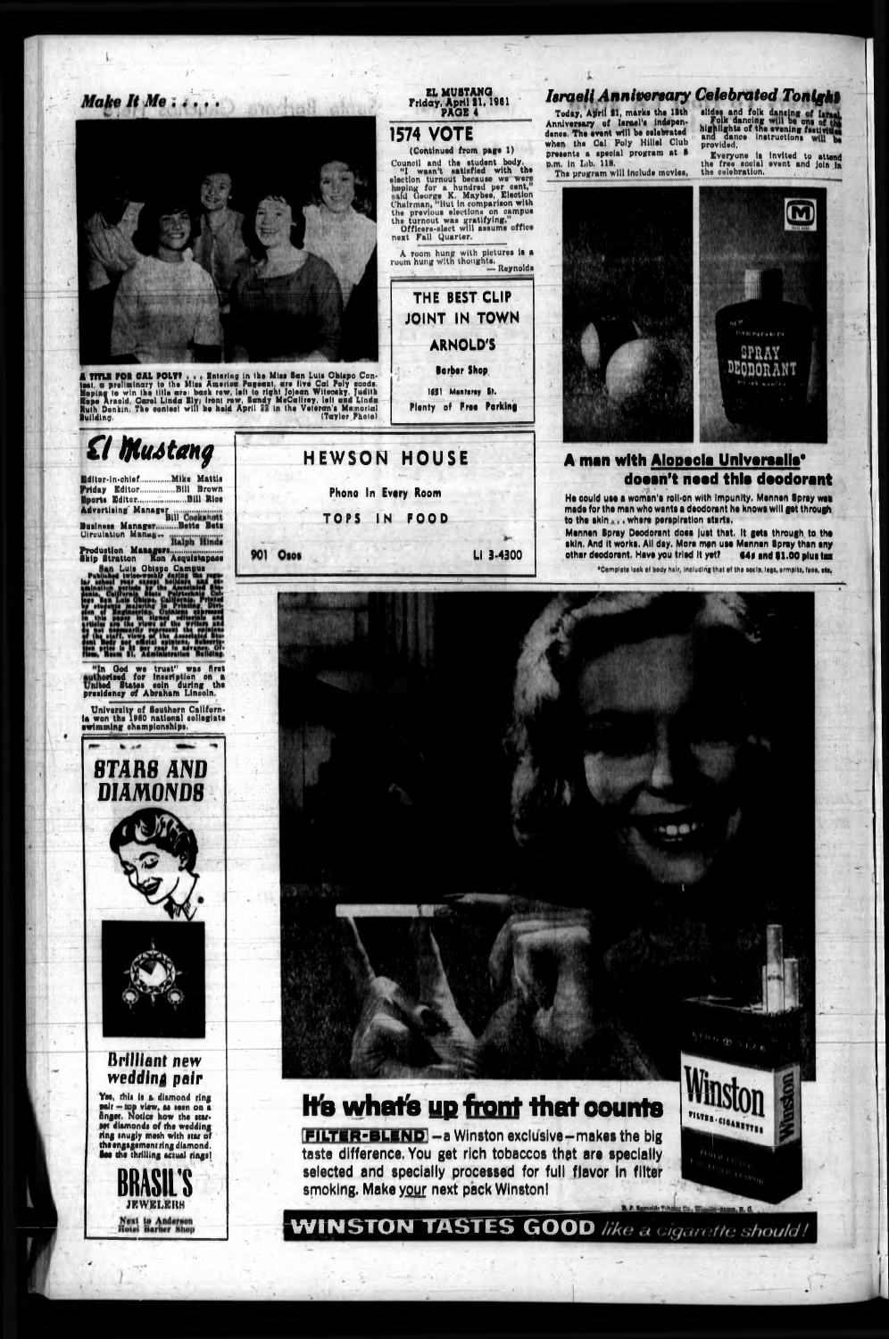## Make It Me . . . .

A TITLE FOR CAL POLY? . . . Entering in the Miss San Luis Obispo Contest, a preliminary to the Miss America Pageant, are five Cal Poly coeds. Hoping to win the title are: back row, left to right Jolean Witcosky, Judith Rape Arnold, Carol Linda Bly; front row, Sandy McCaffrey, left and Linda Ruth Donkin. The contest will be held April 22 in the Veteran's Memorial Building. (Taylor Photo)

EL MUSTANG
Friday, April 21, 1961
PAGE 4

## 1574 VOTE

(Continued from page 1)

Council and the student body.

"I wasn't satisfied with the election turnout because we were hoping for a hundred per cent," said George K. Maybee, Election Chairman, "but in comparison with the previous elections on campus the turnout was gratifying."

Officers-elect will assume office next Fall Quarter.

A room hung with pictures is a room hung with thoughts.
— Reynolds

THE BEST CLIP JOINT IN TOWN
ARNOLD'S
Barber Shop
1631 Monterey St.
Plenty of Free Parking

## Israeli Anniversary Celebrated Tonight

Today, April 21, marks the 13th Anniversary of Israel's independence. The event will be celebrated when the Cal Poly Hillel Club presents a special program at 8 p.m. in Lib. 118.

The program will include movies, slides and folk dancing of Israel. Folk dancing will be one of the highlights of the evening festivities and dance instructions will be provided.

Everyone is invited to attend the free social event and join in the celebration.

## El Mustang

Editor-in-chief.............Mike Mattis
Friday Editor................Bill Brown
Sports Editor....................Bill Rice
Advertising Manager..........Bill Cockshott
Business Manager..........Bette Betz
Circulation Manager..........Ralph Hinds
Production Managers..........Skip Stratton Ron Acquistapace

San Luis Obispo Campus

Published twice-weekly during the regular school year except holidays and examination periods by the Associated Students, California State Polytechnic College, San Luis Obispo, California. Printed by students majoring in Printing ... in the paper in signed editorials and articles are the views of the writers and do not necessarily represent the opinions of the staff, views of the Associated Student body nor official opinions. Subscription price is $3 per year in advance. Offices, Room 21, Administration Building.

"In God we trust" was first authorized for inscription on a United States coin during the presidency of Abraham Lincoln.

University of Southern California won the 1960 national collegiate swimming championships.

HEWSON HOUSE
Phone In Every Room
TOPS IN FOOD
901 Osos LI 3-4300

## A man with Alopecia Universalis* doesn't need this deodorant

He could use a woman's roll-on with impunity. Mennen Spray was made for the man who wants a deodorant he knows will get through to the skin . . . where perspiration starts.

Mennen Spray Deodorant does just that. It gets through to the skin. And it works. All day. More men use Mennen Spray than any other deodorant. Have you tried it yet? 64¢ and $1.00 plus tax

*Complete lack of body hair, including that of the scalp, legs, armpits, face, etc.

STARS AND DIAMONDS

Brilliant new wedding pair

Yes, this is a diamond ring pair — top view, as seen on a finger. Notice how the star-set diamonds of the wedding ring snugly mesh with star of the engagement ring diamond. See the thrilling actual rings!

BRASIL'S JEWELERS
Next to Anderson Hotel Barber Shop

## It's what's up front that counts

FILTER-BLEND — a Winston exclusive — makes the big taste difference. You get rich tobaccos that are specially selected and specially processed for full flavor in filter smoking. Make your next pack Winston!

R. J. Reynolds Tobacco Co., Winston-Salem, N. C.

WINSTON TASTES GOOD like a cigarette should!